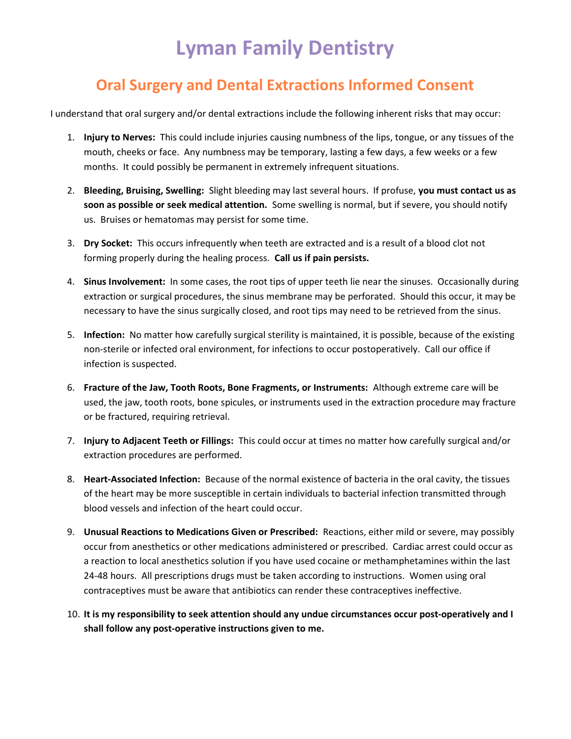# Lyman Family Dentistry

## Oral Surgery and Dental Extractions Informed Consent

I understand that oral surgery and/or dental extractions include the following inherent risks that may occur:

1. **Injury to Nerves:** This could include injuries causing numbness of the lips, tongue, or any tissues of the mouth, cheeks or face. Any numbness may be temporary, lasting a few days, a few weeks or a few months. It could possibly be permanent in extremely infrequent situations.

2. **Bleeding, Bruising, Swelling:** Slight bleeding may last several hours. If profuse, **you must contact us as soon as possible or seek medical attention.** Some swelling is normal, but if severe, you should notify us. Bruises or hematomas may persist for some time.

3. **Dry Socket:** This occurs infrequently when teeth are extracted and is a result of a blood clot not forming properly during the healing process. **Call us if pain persists.**

4. **Sinus Involvement:** In some cases, the root tips of upper teeth lie near the sinuses. Occasionally during extraction or surgical procedures, the sinus membrane may be perforated. Should this occur, it may be necessary to have the sinus surgically closed, and root tips may need to be retrieved from the sinus.

5. **Infection:** No matter how carefully surgical sterility is maintained, it is possible, because of the existing non-sterile or infected oral environment, for infections to occur postoperatively. Call our office if infection is suspected.

6. **Fracture of the Jaw, Tooth Roots, Bone Fragments, or Instruments:** Although extreme care will be used, the jaw, tooth roots, bone spicules, or instruments used in the extraction procedure may fracture or be fractured, requiring retrieval.

7. **Injury to Adjacent Teeth or Fillings:** This could occur at times no matter how carefully surgical and/or extraction procedures are performed.

8. **Heart-Associated Infection:** Because of the normal existence of bacteria in the oral cavity, the tissues of the heart may be more susceptible in certain individuals to bacterial infection transmitted through blood vessels and infection of the heart could occur.

9. **Unusual Reactions to Medications Given or Prescribed:** Reactions, either mild or severe, may possibly occur from anesthetics or other medications administered or prescribed. Cardiac arrest could occur as a reaction to local anesthetics solution if you have used cocaine or methamphetamines within the last 24-48 hours. All prescriptions drugs must be taken according to instructions. Women using oral contraceptives must be aware that antibiotics can render these contraceptives ineffective.

10. **It is my responsibility to seek attention should any undue circumstances occur post-operatively and I shall follow any post-operative instructions given to me.**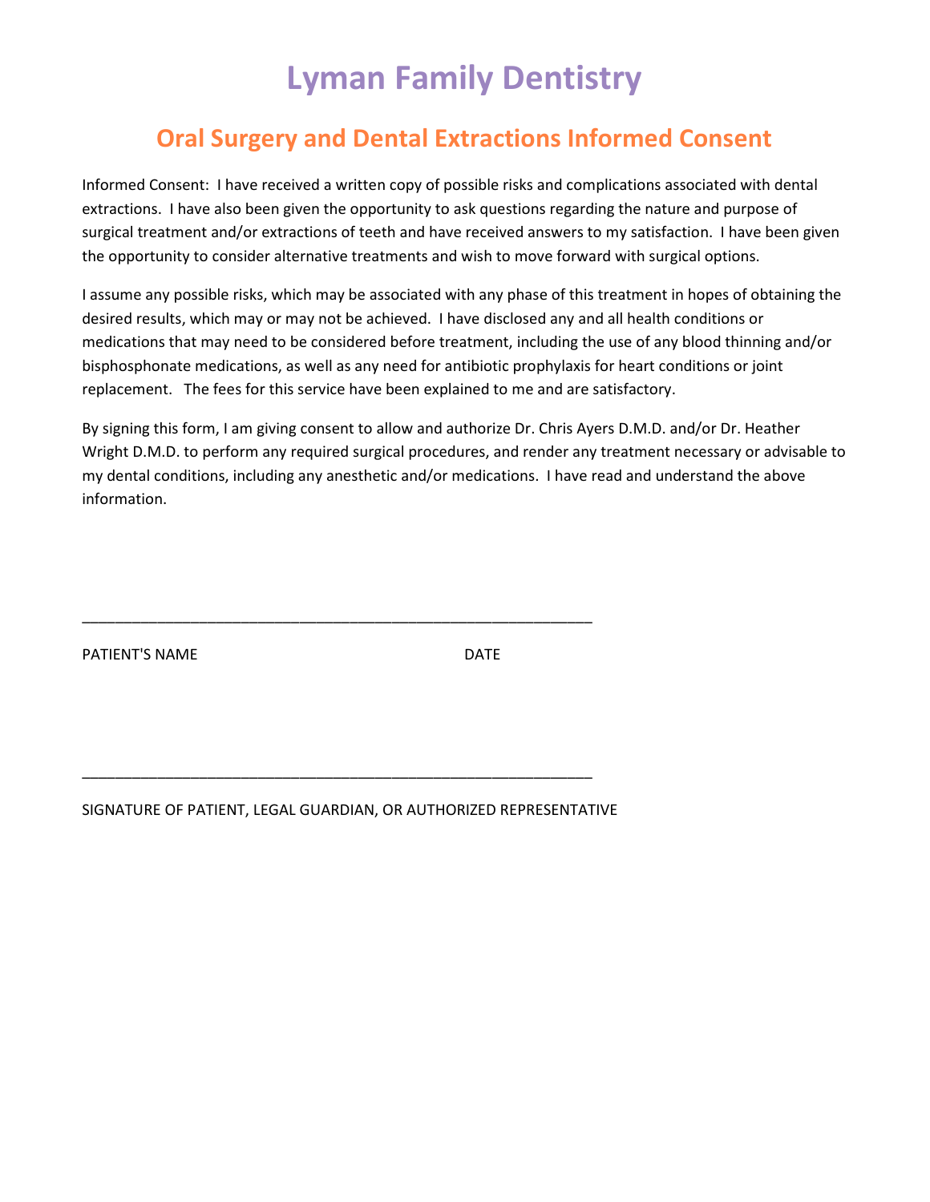# Lyman Family Dentistry

## Oral Surgery and Dental Extractions Informed Consent

Informed Consent: I have received a written copy of possible risks and complications associated with dental extractions. I have also been given the opportunity to ask questions regarding the nature and purpose of surgical treatment and/or extractions of teeth and have received answers to my satisfaction. I have been given the opportunity to consider alternative treatments and wish to move forward with surgical options.

I assume any possible risks, which may be associated with any phase of this treatment in hopes of obtaining the desired results, which may or may not be achieved. I have disclosed any and all health conditions or medications that may need to be considered before treatment, including the use of any blood thinning and/or bisphosphonate medications, as well as any need for antibiotic prophylaxis for heart conditions or joint replacement. The fees for this service have been explained to me and are satisfactory.

By signing this form, I am giving consent to allow and authorize Dr. Chris Ayers D.M.D. and/or Dr. Heather Wright D.M.D. to perform any required surgical procedures, and render any treatment necessary or advisable to my dental conditions, including any anesthetic and/or medications. I have read and understand the above information.

______________________________________________________________

PATIENT'S NAME DATE

______________________________________________________________

SIGNATURE OF PATIENT, LEGAL GUARDIAN, OR AUTHORIZED REPRESENTATIVE